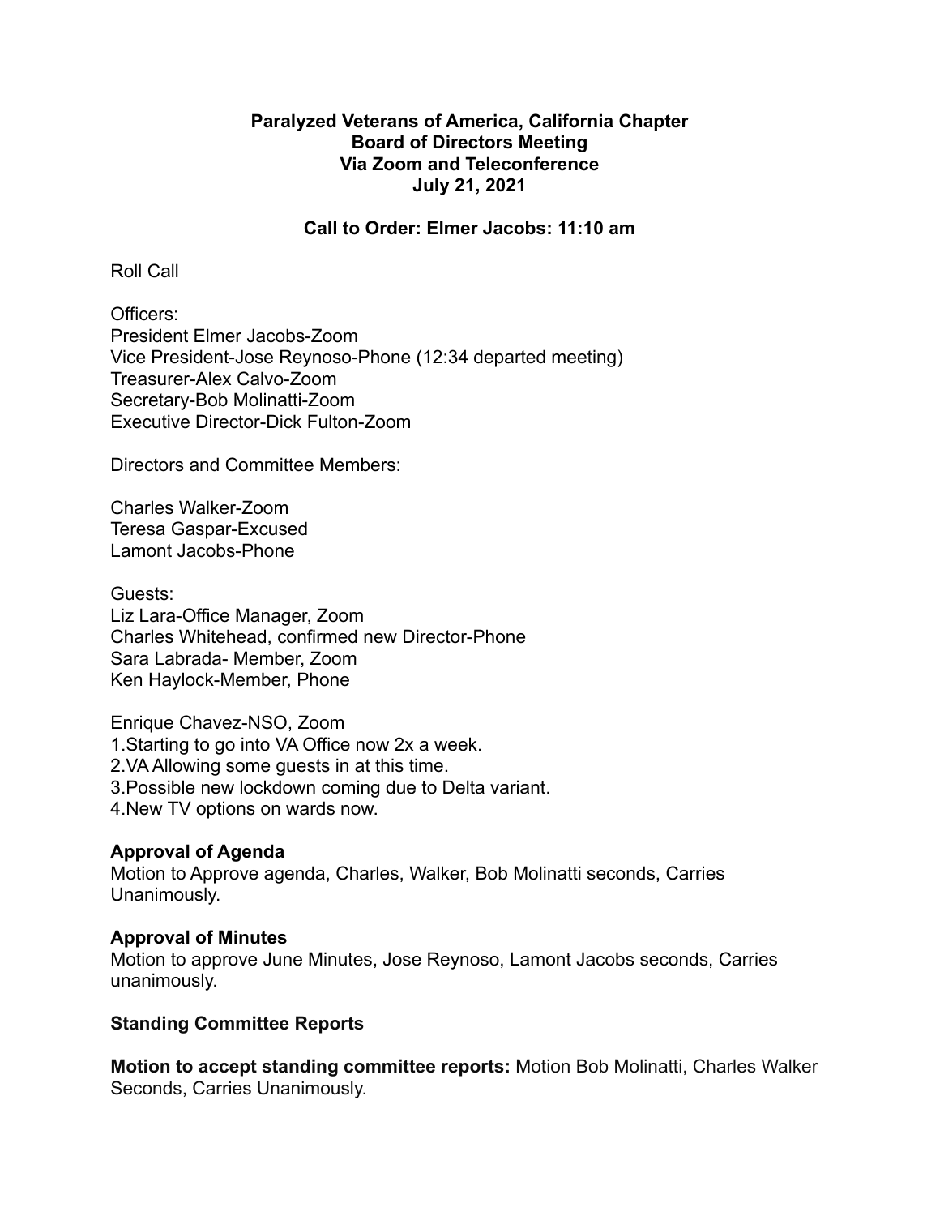**Paralyzed Veterans of America, California Chapter**
**Board of Directors Meeting**
**Via Zoom and Teleconference**
**July 21, 2021**

**Call to Order: Elmer Jacobs: 11:10 am**

Roll Call

Officers:
President Elmer Jacobs-Zoom
Vice President-Jose Reynoso-Phone (12:34 departed meeting)
Treasurer-Alex Calvo-Zoom
Secretary-Bob Molinatti-Zoom
Executive Director-Dick Fulton-Zoom

Directors and Committee Members:

Charles Walker-Zoom
Teresa Gaspar-Excused
Lamont Jacobs-Phone

Guests:
Liz Lara-Office Manager, Zoom
Charles Whitehead, confirmed new Director-Phone
Sara Labrada- Member, Zoom
Ken Haylock-Member, Phone

Enrique Chavez-NSO, Zoom
1.Starting to go into VA Office now 2x a week.
2.VA Allowing some guests in at this time.
3.Possible new lockdown coming due to Delta variant.
4.New TV options on wards now.

**Approval of Agenda**
Motion to Approve agenda, Charles, Walker, Bob Molinatti seconds, Carries Unanimously.

**Approval of Minutes**
Motion to approve June Minutes, Jose Reynoso, Lamont Jacobs seconds, Carries unanimously.

**Standing Committee Reports**

**Motion to accept standing committee reports:** Motion Bob Molinatti, Charles Walker Seconds, Carries Unanimously.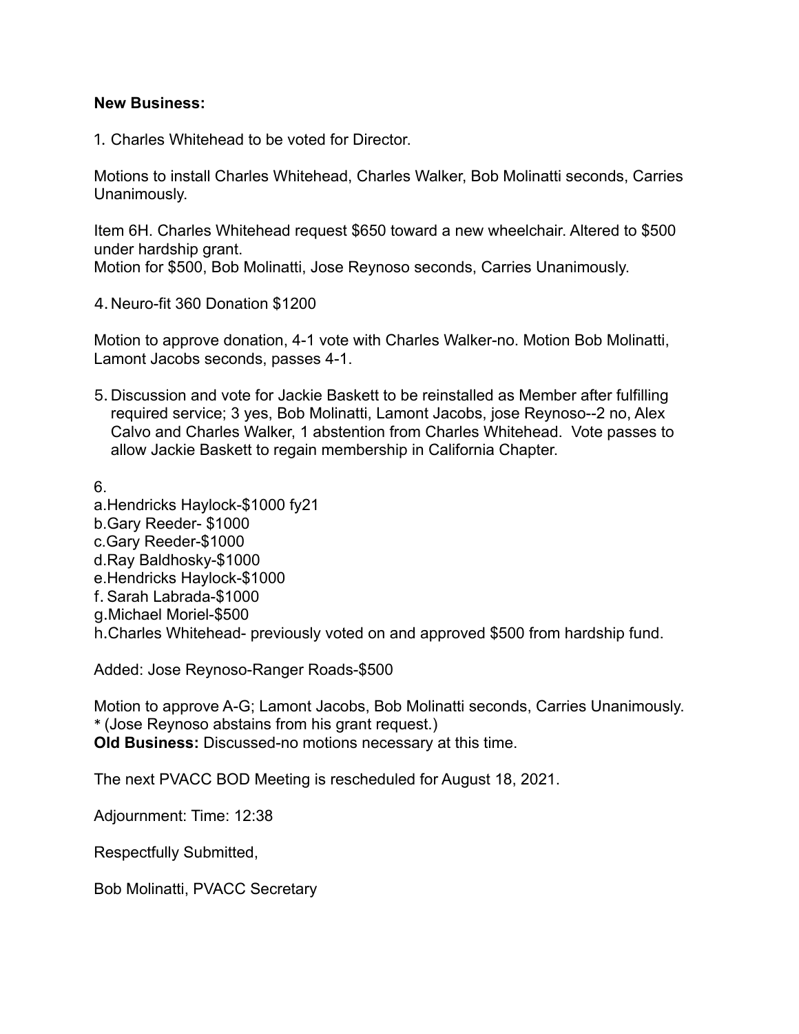**New Business:**

1. Charles Whitehead to be voted for Director.

Motions to install Charles Whitehead, Charles Walker, Bob Molinatti seconds, Carries Unanimously.

Item 6H. Charles Whitehead request $650 toward a new wheelchair. Altered to $500 under hardship grant.
Motion for $500, Bob Molinatti, Jose Reynoso seconds, Carries Unanimously.

4. Neuro-fit 360 Donation $1200

Motion to approve donation, 4-1 vote with Charles Walker-no. Motion Bob Molinatti, Lamont Jacobs seconds, passes 4-1.

5. Discussion and vote for Jackie Baskett to be reinstalled as Member after fulfilling required service; 3 yes, Bob Molinatti, Lamont Jacobs, jose Reynoso--2 no, Alex Calvo and Charles Walker, 1 abstention from Charles Whitehead. Vote passes to allow Jackie Baskett to regain membership in California Chapter.

6.
a. Hendricks Haylock-$1000 fy21
b. Gary Reeder- $1000
c. Gary Reeder-$1000
d. Ray Baldhosky-$1000
e. Hendricks Haylock-$1000
f. Sarah Labrada-$1000
g. Michael Moriel-$500
h. Charles Whitehead- previously voted on and approved $500 from hardship fund.

Added: Jose Reynoso-Ranger Roads-$500

Motion to approve A-G; Lamont Jacobs, Bob Molinatti seconds, Carries Unanimously.
* (Jose Reynoso abstains from his grant request.)
**Old Business:** Discussed-no motions necessary at this time.

The next PVACC BOD Meeting is rescheduled for August 18, 2021.

Adjournment: Time: 12:38

Respectfully Submitted,

Bob Molinatti, PVACC Secretary